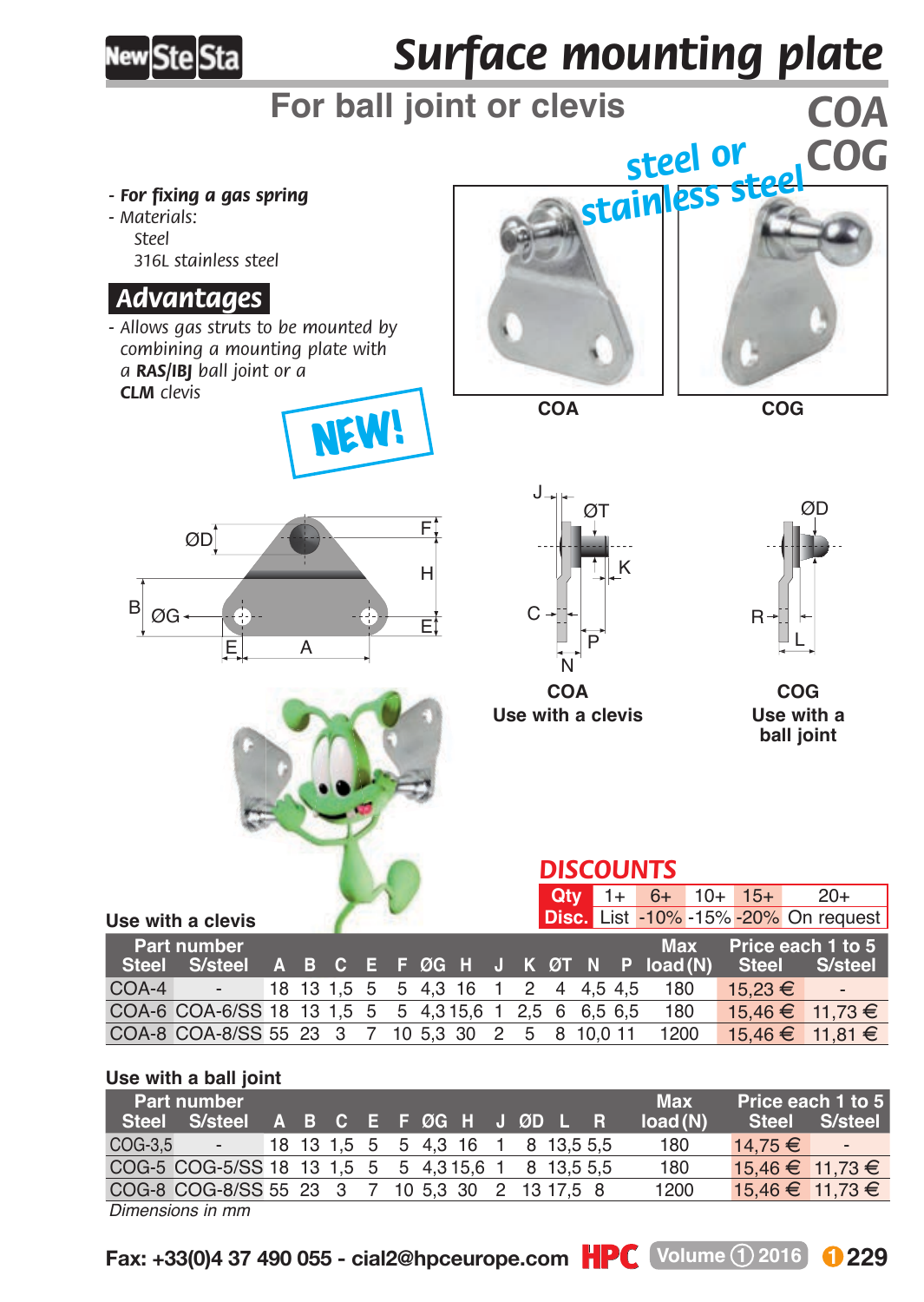# Surface mounting plate

## For ball joint or clevis

**COA**
**COG**

steel or stainless steel

- **For fixing a gas spring**
- Materials:
  Steel
  316L stainless steel

### Advantages

- Allows gas struts to be mounted by combining a mounting plate with a **RAS/IBJ** ball joint or a **CLM** clevis

NEW!

COA

COG

COA
Use with a clevis

COG
Use with a ball joint

### DISCOUNTS

| Qty | 1+ | 6+ | 10+ | 15+ | 20+ |
|---|---|---|---|---|---|
| Disc. | List | -10% | -15% | -20% | On request |

**Use with a clevis**

| Part number | | | | | | | | | | | | | | | Max | Price each 1 to 5 | |
|---|---|---|---|---|---|---|---|---|---|---|---|---|---|---|---|---|---|
| Steel | S/steel | A | B | C | E | F | ØG | H | J | K | ØT | N | P | | load (N) | Steel | S/steel |
| COA-4 | - | 18 | 13 | 1,5 | 5 | 5 | 4,3 | 16 | 1 | 2 | 4 | 4,5 | 4,5 | | 180 | 15,23 € | - |
| COA-6 | COA-6/SS | 18 | 13 | 1,5 | 5 | 5 | 4,3 | 15,6 | 1 | 2,5 | 6 | 6,5 | 6,5 | | 180 | 15,46 € | 11,73 € |
| COA-8 | COA-8/SS | 55 | 23 | 3 | 7 | 10 | 5,3 | 30 | 2 | 5 | 8 | 10,0 | 11 | | 1200 | 15,46 € | 11,81 € |

**Use with a ball joint**

| Part number | | | | | | | | | | | | | Max | Price each 1 to 5 | |
|---|---|---|---|---|---|---|---|---|---|---|---|---|---|---|---|
| Steel | S/steel | A | B | C | E | F | ØG | H | J | ØD | L | R | load (N) | Steel | S/steel |
| COG-3,5 | - | 18 | 13 | 1,5 | 5 | 5 | 4,3 | 16 | 1 | 8 | 13,5 | 5,5 | 180 | 14,75 € | - |
| COG-5 | COG-5/SS | 18 | 13 | 1,5 | 5 | 5 | 4,3 | 15,6 | 1 | 8 | 13,5 | 5,5 | 180 | 15,46 € | 11,73 € |
| COG-8 | COG-8/SS | 55 | 23 | 3 | 7 | 10 | 5,3 | 30 | 2 | 13 | 17,5 | 8 | 1200 | 15,46 € | 11,73 € |

*Dimensions in mm*

Fax: +33(0)4 37 490 055 - cial2@hpceurope.com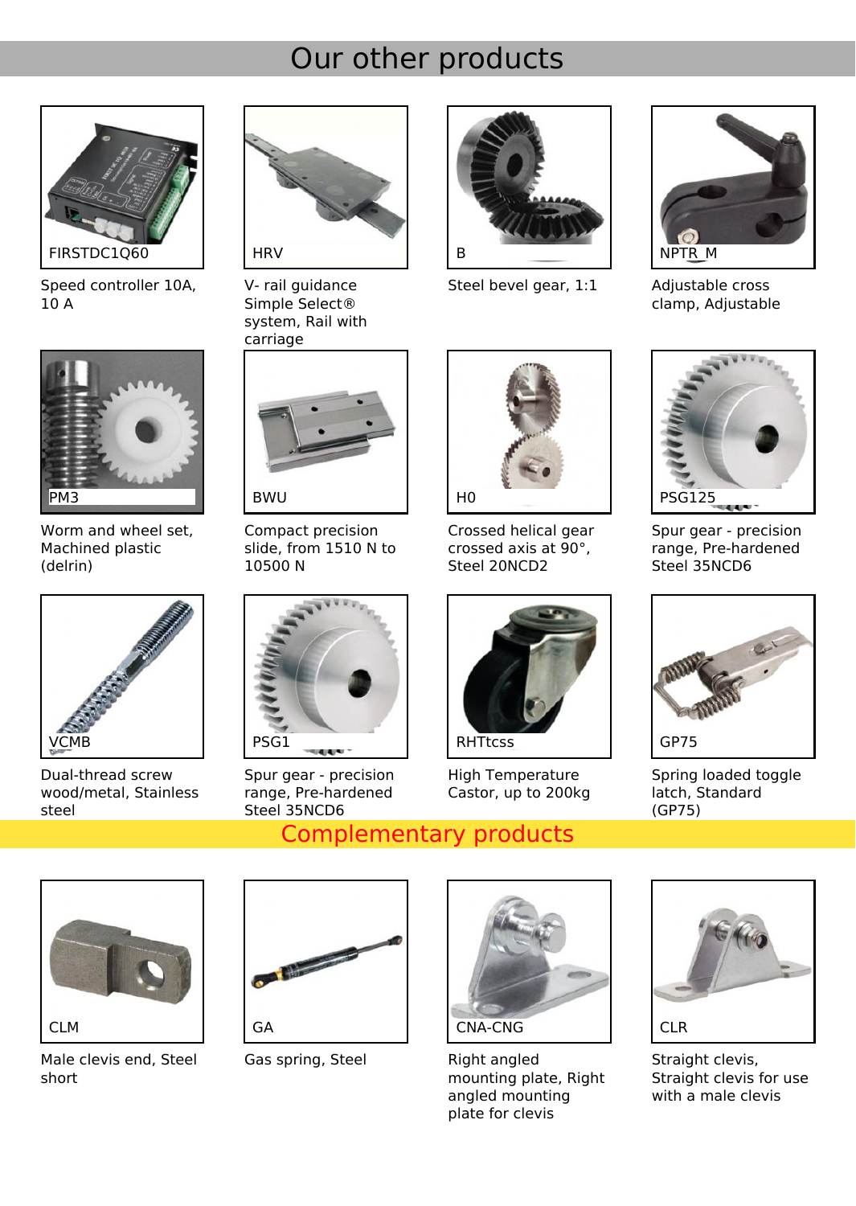# Our other products

FIRSTDC1Q60

Speed controller 10A, 10 A

HRV

V- rail guidance Simple Select® system, Rail with carriage

B

Steel bevel gear, 1:1

NPTR_M

Adjustable cross clamp, Adjustable

PM3

Worm and wheel set, Machined plastic (delrin)

BWU

Compact precision slide, from 1510 N to 10500 N

H0

Crossed helical gear crossed axis at 90°, Steel 20NCD2

PSG125

Spur gear - precision range, Pre-hardened Steel 35NCD6

VCMB

Dual-thread screw wood/metal, Stainless steel

PSG1

Spur gear - precision range, Pre-hardened Steel 35NCD6

RHTtcss

High Temperature Castor, up to 200kg

GP75

Spring loaded toggle latch, Standard (GP75)

# Complementary products

CLM

Male clevis end, Steel short

GA

Gas spring, Steel

CNA-CNG

Right angled mounting plate, Right angled mounting plate for clevis

CLR

Straight clevis, Straight clevis for use with a male clevis